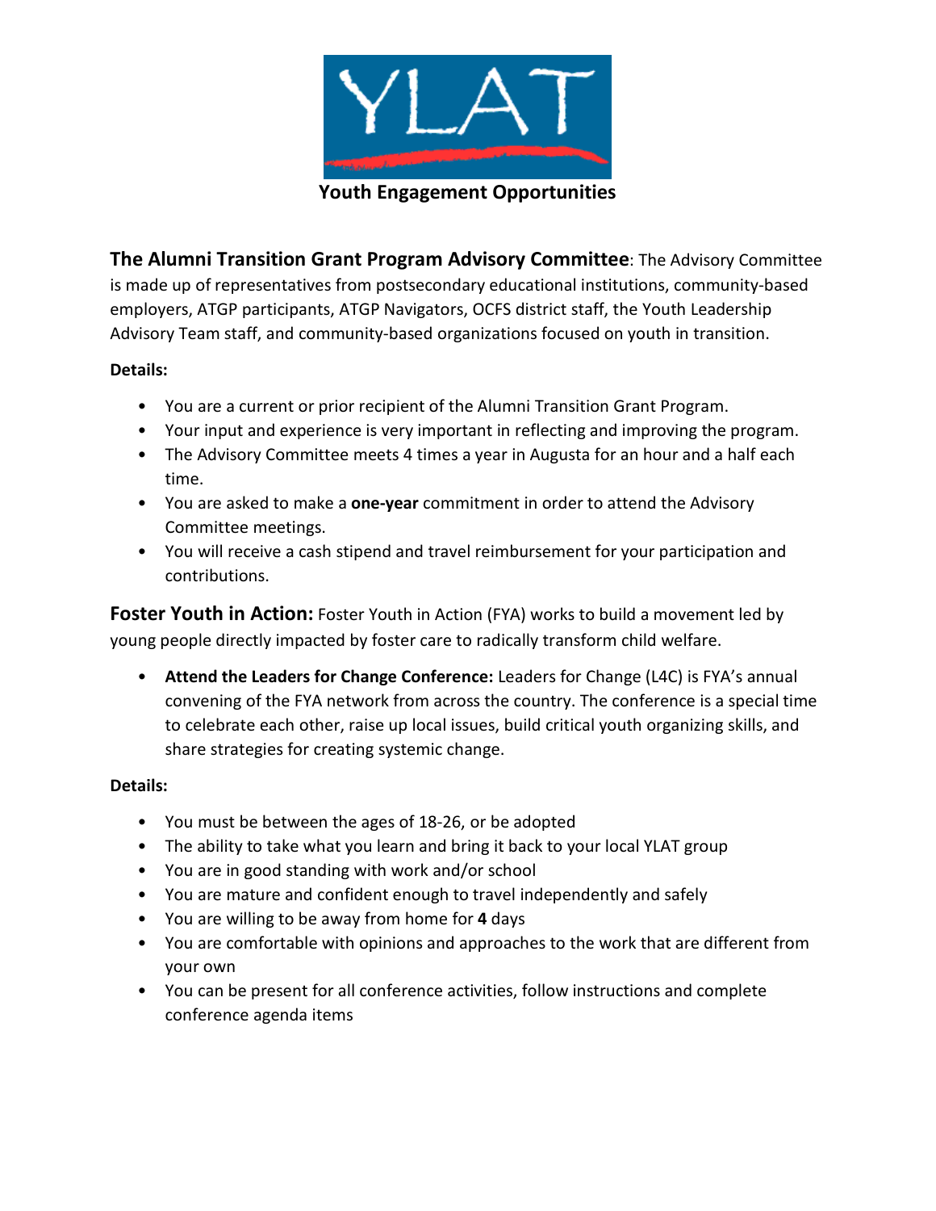YLAT

# Youth Engagement Opportunities

**The Alumni Transition Grant Program Advisory Committee**: The Advisory Committee is made up of representatives from postsecondary educational institutions, community-based employers, ATGP participants, ATGP Navigators, OCFS district staff, the Youth Leadership Advisory Team staff, and community-based organizations focused on youth in transition.

**Details:**

- You are a current or prior recipient of the Alumni Transition Grant Program.
- Your input and experience is very important in reflecting and improving the program.
- The Advisory Committee meets 4 times a year in Augusta for an hour and a half each time.
- You are asked to make a **one-year** commitment in order to attend the Advisory Committee meetings.
- You will receive a cash stipend and travel reimbursement for your participation and contributions.

**Foster Youth in Action:** Foster Youth in Action (FYA) works to build a movement led by young people directly impacted by foster care to radically transform child welfare.

- **Attend the Leaders for Change Conference:** Leaders for Change (L4C) is FYA's annual convening of the FYA network from across the country. The conference is a special time to celebrate each other, raise up local issues, build critical youth organizing skills, and share strategies for creating systemic change.

**Details:**

- You must be between the ages of 18-26, or be adopted
- The ability to take what you learn and bring it back to your local YLAT group
- You are in good standing with work and/or school
- You are mature and confident enough to travel independently and safely
- You are willing to be away from home for **4** days
- You are comfortable with opinions and approaches to the work that are different from your own
- You can be present for all conference activities, follow instructions and complete conference agenda items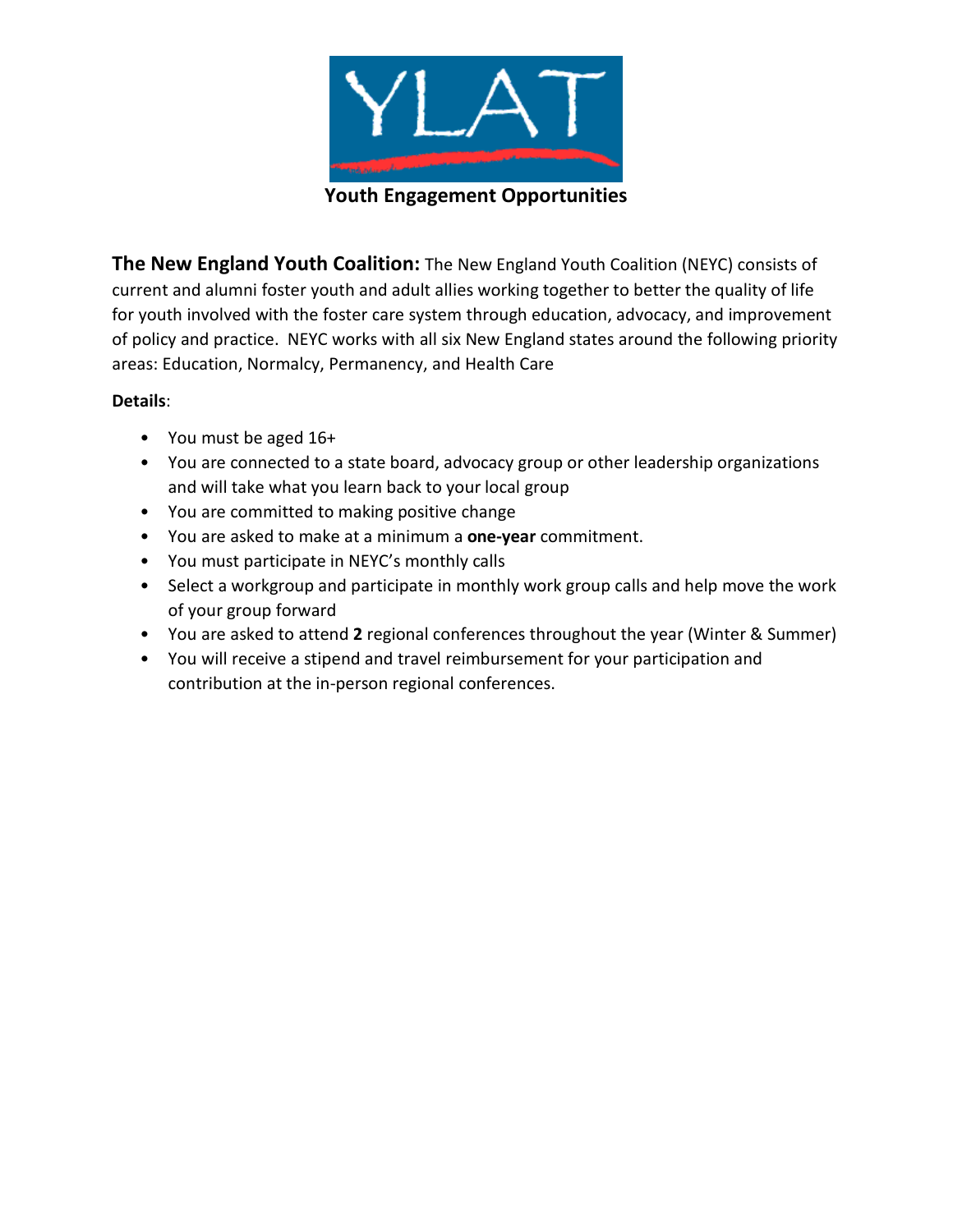YLAT

**Youth Engagement Opportunities**

**The New England Youth Coalition:** The New England Youth Coalition (NEYC) consists of current and alumni foster youth and adult allies working together to better the quality of life for youth involved with the foster care system through education, advocacy, and improvement of policy and practice. NEYC works with all six New England states around the following priority areas: Education, Normalcy, Permanency, and Health Care

**Details**:

- You must be aged 16+
- You are connected to a state board, advocacy group or other leadership organizations and will take what you learn back to your local group
- You are committed to making positive change
- You are asked to make at a minimum a **one-year** commitment.
- You must participate in NEYC's monthly calls
- Select a workgroup and participate in monthly work group calls and help move the work of your group forward
- You are asked to attend **2** regional conferences throughout the year (Winter & Summer)
- You will receive a stipend and travel reimbursement for your participation and contribution at the in-person regional conferences.